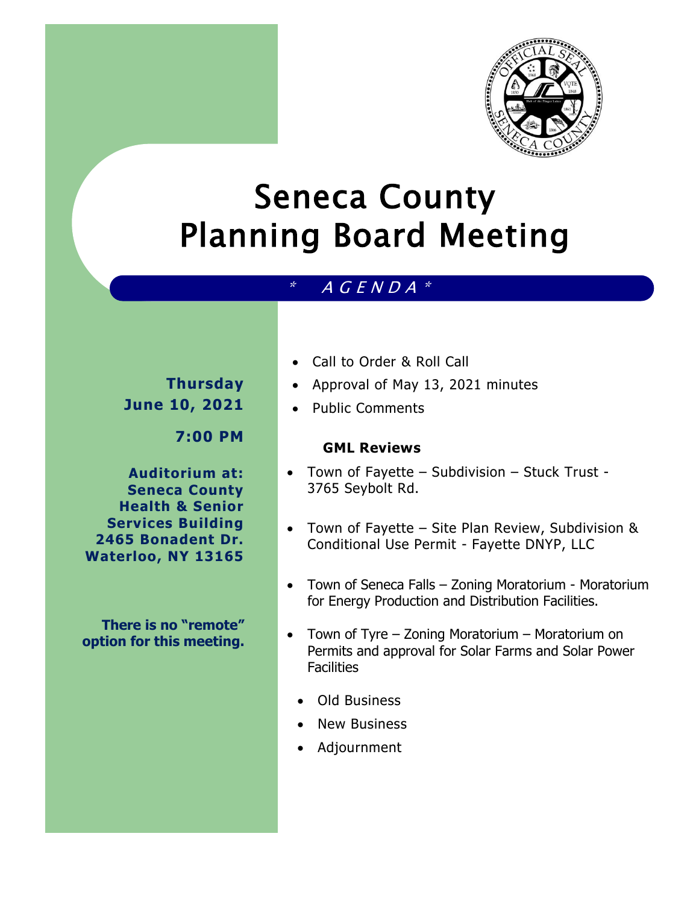# Seneca County Planning Board Meeting

*\* A G E N D A \**

**Thursday**
**June 10, 2021**

**7:00 PM**

**Auditorium at:**
**Seneca County Health & Senior Services Building**
**2465 Bonadent Dr.**
**Waterloo, NY 13165**

**There is no "remote" option for this meeting.**

- Call to Order & Roll Call
- Approval of May 13, 2021 minutes
- Public Comments

**GML Reviews**

- Town of Fayette – Subdivision – Stuck Trust - 3765 Seybolt Rd.
- Town of Fayette – Site Plan Review, Subdivision & Conditional Use Permit - Fayette DNYP, LLC
- Town of Seneca Falls – Zoning Moratorium - Moratorium for Energy Production and Distribution Facilities.
- Town of Tyre – Zoning Moratorium – Moratorium on Permits and approval for Solar Farms and Solar Power Facilities

- Old Business
- New Business
- Adjournment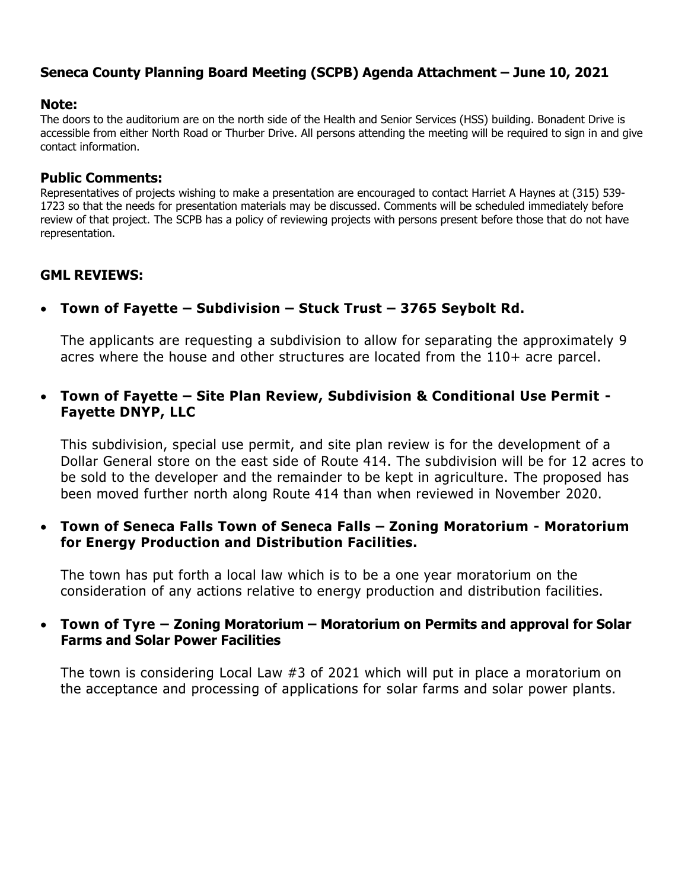# Seneca County Planning Board Meeting (SCPB) Agenda Attachment – June 10, 2021

## Note:

The doors to the auditorium are on the north side of the Health and Senior Services (HSS) building. Bonadent Drive is accessible from either North Road or Thurber Drive. All persons attending the meeting will be required to sign in and give contact information.

## Public Comments:

Representatives of projects wishing to make a presentation are encouraged to contact Harriet A Haynes at (315) 539-1723 so that the needs for presentation materials may be discussed. Comments will be scheduled immediately before review of that project. The SCPB has a policy of reviewing projects with persons present before those that do not have representation.

## GML REVIEWS:

- **Town of Fayette – Subdivision – Stuck Trust – 3765 Seybolt Rd.**

  The applicants are requesting a subdivision to allow for separating the approximately 9 acres where the house and other structures are located from the 110+ acre parcel.

- **Town of Fayette – Site Plan Review, Subdivision & Conditional Use Permit - Fayette DNYP, LLC**

  This subdivision, special use permit, and site plan review is for the development of a Dollar General store on the east side of Route 414. The subdivision will be for 12 acres to be sold to the developer and the remainder to be kept in agriculture. The proposed has been moved further north along Route 414 than when reviewed in November 2020.

- **Town of Seneca Falls Town of Seneca Falls – Zoning Moratorium - Moratorium for Energy Production and Distribution Facilities.**

  The town has put forth a local law which is to be a one year moratorium on the consideration of any actions relative to energy production and distribution facilities.

- **Town of Tyre – Zoning Moratorium – Moratorium on Permits and approval for Solar Farms and Solar Power Facilities**

  The town is considering Local Law #3 of 2021 which will put in place a moratorium on the acceptance and processing of applications for solar farms and solar power plants.